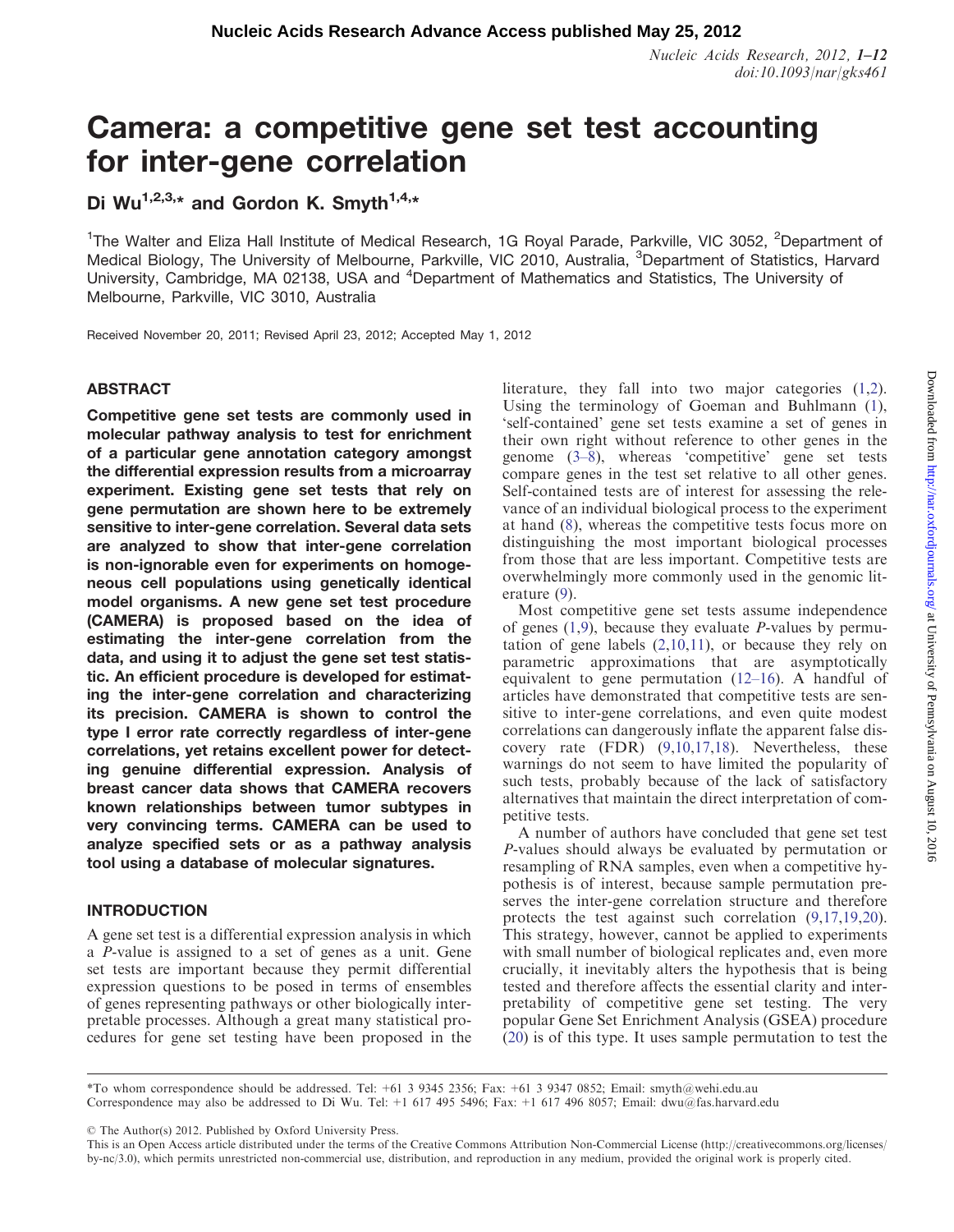# Camera: a competitive gene set test accounting for inter-gene correlation

Di Wu[1,2,3,*] and Gordon K. Smyth[1,4,*]

[1]The Walter and Eliza Hall Institute of Medical Research, 1G Royal Parade, Parkville, VIC 3052, [2]Department of Medical Biology, The University of Melbourne, Parkville, VIC 2010, Australia, [3]Department of Statistics, Harvard University, Cambridge, MA 02138, USA and [4]Department of Mathematics and Statistics, The University of Melbourne, Parkville, VIC 3010, Australia

Received November 20, 2011; Revised April 23, 2012; Accepted May 1, 2012

## ABSTRACT

**Competitive gene set tests are commonly used in molecular pathway analysis to test for enrichment of a particular gene annotation category amongst the differential expression results from a microarray experiment. Existing gene set tests that rely on gene permutation are shown here to be extremely sensitive to inter-gene correlation. Several data sets are analyzed to show that inter-gene correlation is non-ignorable even for experiments on homogeneous cell populations using genetically identical model organisms. A new gene set test procedure (CAMERA) is proposed based on the idea of estimating the inter-gene correlation from the data, and using it to adjust the gene set test statistic. An efficient procedure is developed for estimating the inter-gene correlation and characterizing its precision. CAMERA is shown to control the type I error rate correctly regardless of inter-gene correlations, yet retains excellent power for detecting genuine differential expression. Analysis of breast cancer data shows that CAMERA recovers known relationships between tumor subtypes in very convincing terms. CAMERA can be used to analyze specified sets or as a pathway analysis tool using a database of molecular signatures.**

## INTRODUCTION

A gene set test is a differential expression analysis in which a *P*-value is assigned to a set of genes as a unit. Gene set tests are important because they permit differential expression questions to be posed in terms of ensembles of genes representing pathways or other biologically interpretable processes. Although a great many statistical procedures for gene set testing have been proposed in the literature, they fall into two major categories (1,2). Using the terminology of Goeman and Buhlmann (1), 'self-contained' gene set tests examine a set of genes in their own right without reference to other genes in the genome (3–8), whereas 'competitive' gene set tests compare genes in the test set relative to all other genes. Self-contained tests are of interest for assessing the relevance of an individual biological process to the experiment at hand (8), whereas the competitive tests focus more on distinguishing the most important biological processes from those that are less important. Competitive tests are overwhelmingly more commonly used in the genomic literature (9).

Most competitive gene set tests assume independence of genes (1,9), because they evaluate *P*-values by permutation of gene labels (2,10,11), or because they rely on parametric approximations that are asymptotically equivalent to gene permutation (12–16). A handful of articles have demonstrated that competitive tests are sensitive to inter-gene correlations, and even quite modest correlations can dangerously inflate the apparent false discovery rate (FDR) (9,10,17,18). Nevertheless, these warnings do not seem to have limited the popularity of such tests, probably because of the lack of satisfactory alternatives that maintain the direct interpretation of competitive tests.

A number of authors have concluded that gene set test *P*-values should always be evaluated by permutation or resampling of RNA samples, even when a competitive hypothesis is of interest, because sample permutation preserves the inter-gene correlation structure and therefore protects the test against such correlation (9,17,19,20). This strategy, however, cannot be applied to experiments with small number of biological replicates and, even more crucially, it inevitably alters the hypothesis that is being tested and therefore affects the essential clarity and interpretability of competitive gene set testing. The very popular Gene Set Enrichment Analysis (GSEA) procedure (20) is of this type. It uses sample permutation to test the

*To whom correspondence should be addressed. Tel: +61 3 9345 2356; Fax: +61 3 9347 0852; Email: smyth@wehi.edu.au
Correspondence may also be addressed to Di Wu. Tel: +1 617 495 5496; Fax: +1 617 496 8057; Email: dwu@fas.harvard.edu

© The Author(s) 2012. Published by Oxford University Press.

This is an Open Access article distributed under the terms of the Creative Commons Attribution Non-Commercial License (http://creativecommons.org/licenses/by-nc/3.0), which permits unrestricted non-commercial use, distribution, and reproduction in any medium, provided the original work is properly cited.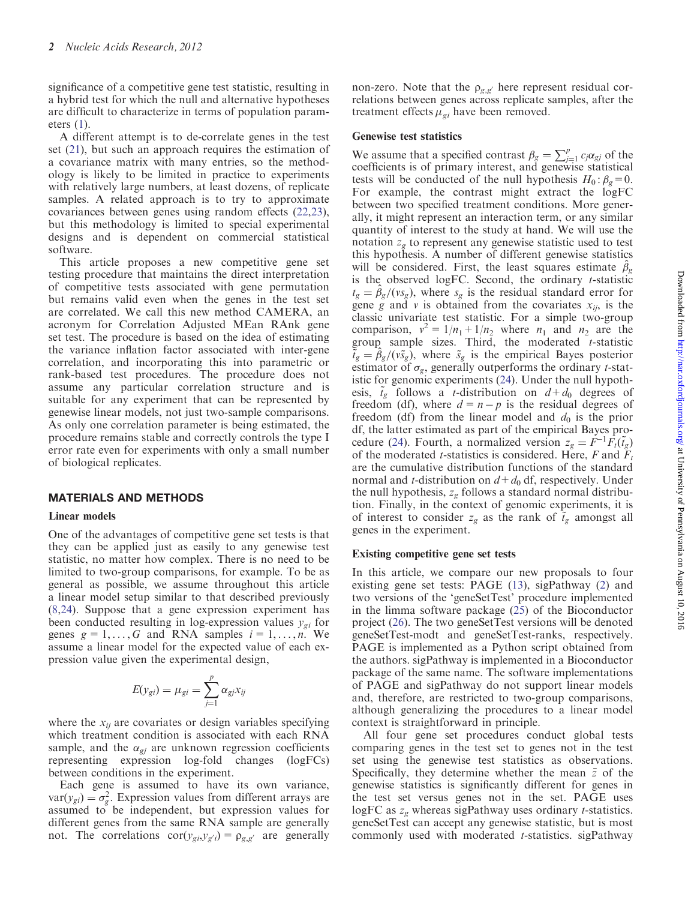significance of a competitive gene test statistic, resulting in a hybrid test for which the null and alternative hypotheses are difficult to characterize in terms of population parameters (1).

A different attempt is to de-correlate genes in the test set (21), but such an approach requires the estimation of a covariance matrix with many entries, so the methodology is likely to be limited in practice to experiments with relatively large numbers, at least dozens, of replicate samples. A related approach is to try to approximate covariances between genes using random effects (22,23), but this methodology is limited to special experimental designs and is dependent on commercial statistical software.

This article proposes a new competitive gene set testing procedure that maintains the direct interpretation of competitive tests associated with gene permutation but remains valid even when the genes in the test set are correlated. We call this new method CAMERA, an acronym for Correlation Adjusted MEan RAnk gene set test. The procedure is based on the idea of estimating the variance inflation factor associated with inter-gene correlation, and incorporating this into parametric or rank-based test procedures. The procedure does not assume any particular correlation structure and is suitable for any experiment that can be represented by genewise linear models, not just two-sample comparisons. As only one correlation parameter is being estimated, the procedure remains stable and correctly controls the type I error rate even for experiments with only a small number of biological replicates.

## MATERIALS AND METHODS

### Linear models

One of the advantages of competitive gene set tests is that they can be applied just as easily to any genewise test statistic, no matter how complex. There is no need to be limited to two-group comparisons, for example. To be as general as possible, we assume throughout this article a linear model setup similar to that described previously (8,24). Suppose that a gene expression experiment has been conducted resulting in log-expression values $y_{gi}$ for genes $g = 1, \ldots, G$ and RNA samples $i = 1, \ldots, n$. We assume a linear model for the expected value of each expression value given the experimental design,

$$E(y_{gi}) = \mu_{gi} = \sum_{j=1}^{p} \alpha_{gj} x_{ij}$$

where the $x_{ij}$ are covariates or design variables specifying which treatment condition is associated with each RNA sample, and the $\alpha_{gj}$ are unknown regression coefficients representing expression log-fold changes (logFCs) between conditions in the experiment.

Each gene is assumed to have its own variance, $\text{var}(y_{gi}) = \sigma_g^2$. Expression values from different arrays are assumed to be independent, but expression values for different genes from the same RNA sample are generally not. The correlations $\text{cor}(y_{gi}, y_{g'i}) = \rho_{g,g'}$ are generally non-zero. Note that the $\rho_{g,g'}$ here represent residual correlations between genes across replicate samples, after the treatment effects $\mu_{gi}$ have been removed.

### Genewise test statistics

We assume that a specified contrast $\beta_g = \sum_{j=1}^{p} c_j \alpha_{gj}$ of the coefficients is of primary interest, and genewise statistical tests will be conducted of the null hypothesis $H_0: \beta_g = 0$. For example, the contrast might extract the logFC between two specified treatment conditions. More generally, it might represent an interaction term, or any similar quantity of interest to the study at hand. We will use the notation $z_g$ to represent any genewise statistic used to test this hypothesis. A number of different genewise statistics will be considered. First, the least squares estimate $\hat{\beta}_g$ is the observed logFC. Second, the ordinary $t$-statistic $t_g = \hat{\beta}_g / (v s_g)$, where $s_g$ is the residual standard error for gene $g$ and $v$ is obtained from the covariates $x_{ij}$, is the classic univariate test statistic. For a simple two-group comparison, $v^2 = 1/n_1 + 1/n_2$ where $n_1$ and $n_2$ are the group sample sizes. Third, the moderated $t$-statistic $\tilde{t}_g = \hat{\beta}_g / (v \tilde{s}_g)$, where $\tilde{s}_g$ is the empirical Bayes posterior estimator of $\sigma_g$, generally outperforms the ordinary $t$-statistic for genomic experiments (24). Under the null hypothesis, $\tilde{t}_g$ follows a $t$-distribution on $d + d_0$ degrees of freedom (df), where $d = n - p$ is the residual degrees of freedom (df) from the linear model and $d_0$ is the prior df, the latter estimated as part of the empirical Bayes procedure (24). Fourth, a normalized version $z_g = F^{-1} F_t(\tilde{t}_g)$ of the moderated $t$-statistics is considered. Here, $F$ and $F_t$ are the cumulative distribution functions of the standard normal and $t$-distribution on $d + d_0$ df, respectively. Under the null hypothesis, $z_g$ follows a standard normal distribution. Finally, in the context of genomic experiments, it is of interest to consider $z_g$ as the rank of $\tilde{t}_g$ amongst all genes in the experiment.

### Existing competitive gene set tests

In this article, we compare our new proposals to four existing gene set tests: PAGE (13), sigPathway (2) and two versions of the 'geneSetTest' procedure implemented in the limma software package (25) of the Bioconductor project (26). The two geneSetTest versions will be denoted geneSetTest-modt and geneSetTest-ranks, respectively. PAGE is implemented as a Python script obtained from the authors. sigPathway is implemented in a Bioconductor package of the same name. The software implementations of PAGE and sigPathway do not support linear models and, therefore, are restricted to two-group comparisons, although generalizing the procedures to a linear model context is straightforward in principle.

All four gene set procedures conduct global tests comparing genes in the test set to genes not in the test set using the genewise test statistics as observations. Specifically, they determine whether the mean $\bar{z}$ of the genewise statistics is significantly different for genes in the test set versus genes not in the set. PAGE uses logFC as $z_g$ whereas sigPathway uses ordinary $t$-statistics. geneSetTest can accept any genewise statistic, but is most commonly used with moderated $t$-statistics. sigPathway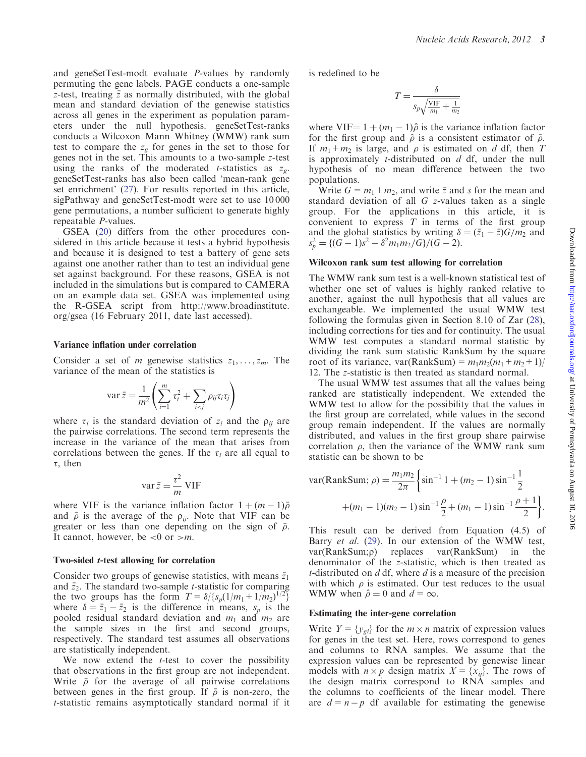and geneSetTest-modt evaluate *P*-values by randomly permuting the gene labels. PAGE conducts a one-sample *z*-test, treating $\bar{z}$ as normally distributed, with the global mean and standard deviation of the genewise statistics across all genes in the experiment as population parameters under the null hypothesis. geneSetTest-ranks conducts a Wilcoxon–Mann–Whitney (WMW) rank sum test to compare the $z_g$ for genes in the set to those for genes not in the set. This amounts to a two-sample *z*-test using the ranks of the moderated *t*-statistics as $z_g$. geneSetTest-ranks has also been called 'mean-rank gene set enrichment' (27). For results reported in this article, sigPathway and geneSetTest-modt were set to use 10 000 gene permutations, a number sufficient to generate highly repeatable *P*-values.

GSEA (20) differs from the other procedures considered in this article because it tests a hybrid hypothesis and because it is designed to test a battery of gene sets against one another rather than to test an individual gene set against background. For these reasons, GSEA is not included in the simulations but is compared to CAMERA on an example data set. GSEA was implemented using the R-GSEA script from http://www.broadinstitute.org/gsea (16 February 2011, date last accessed).

### Variance inflation under correlation

Consider a set of $m$ genewise statistics $z_1, \ldots, z_m$. The variance of the mean of the statistics is

$$\operatorname{var} \bar{z} = \frac{1}{m^2}\left(\sum_{i=1}^{m} \tau_i^2 + \sum_{i<j} \rho_{ij}\tau_i\tau_j\right)$$

where $\tau_i$ is the standard deviation of $z_i$ and the $\rho_{ij}$ are the pairwise correlations. The second term represents the increase in the variance of the mean that arises from correlations between the genes. If the $\tau_i$ are all equal to $\tau$, then

$$\operatorname{var} \bar{z} = \frac{\tau^2}{m}\,\text{VIF}$$

where VIF is the variance inflation factor $1 + (m-1)\bar{\rho}$ and $\bar{\rho}$ is the average of the $\rho_{ij}$. Note that VIF can be greater or less than one depending on the sign of $\bar{\rho}$. It cannot, however, be $<0$ or $>m$.

### Two-sided t-test allowing for correlation

Consider two groups of genewise statistics, with means $\bar{z}_1$ and $\bar{z}_2$. The standard two-sample *t*-statistic for comparing the two groups has the form $T = \delta/\{s_p(1/m_1 + 1/m_2)^{1/2}\}$ where $\delta = \bar{z}_1 - \bar{z}_2$ is the difference in means, $s_p$ is the pooled residual standard deviation and $m_1$ and $m_2$ are the sample sizes in the first and second groups, respectively. The standard test assumes all observations are statistically independent.

We now extend the *t*-test to cover the possibility that observations in the first group are not independent. Write $\bar{\rho}$ for the average of all pairwise correlations between genes in the first group. If $\bar{\rho}$ is non-zero, the *t*-statistic remains asymptotically standard normal if it is redefined to be

$$T = \frac{\delta}{s_p\sqrt{\frac{\text{VIF}}{m_1} + \frac{1}{m_2}}}$$

where VIF$= 1 + (m_1 - 1)\hat{\rho}$ is the variance inflation factor for the first group and $\hat{\rho}$ is a consistent estimator of $\bar{\rho}$. If $m_1 + m_2$ is large, and $\rho$ is estimated on $d$ df, then $T$ is approximately *t*-distributed on $d$ df, under the null hypothesis of no mean difference between the two populations.

Write $G = m_1 + m_2$, and write $\bar{z}$ and $s$ for the mean and standard deviation of all $G$ *z*-values taken as a single group. For the applications in this article, it is convenient to express $T$ in terms of the first group and the global statistics by writing $\delta = (\bar{z}_1 - \bar{z})G/m_2$ and $s_p^2 = \{(G-1)s^2 - \delta^2 m_1 m_2/G\}/(G-2)$.

### Wilcoxon rank sum test allowing for correlation

The WMW rank sum test is a well-known statistical test of whether one set of values is highly ranked relative to another, against the null hypothesis that all values are exchangeable. We implemented the usual WMW test following the formulas given in Section 8.10 of Zar (28), including corrections for ties and for continuity. The usual WMW test computes a standard normal statistic by dividing the rank sum statistic RankSum by the square root of its variance, var(RankSum) $= m_1m_2(m_1 + m_2 + 1)/12$. The *z*-statistic is then treated as standard normal.

The usual WMW test assumes that all the values being ranked are statistically independent. We extended the WMW test to allow for the possibility that the values in the first group are correlated, while values in the second group remain independent. If the values are normally distributed, and values in the first group share pairwise correlation $\rho$, then the variance of the WMW rank sum statistic can be shown to be

$$\text{var}(\text{RankSum}; \rho) = \frac{m_1m_2}{2\pi}\left\{\sin^{-1}1 + (m_2-1)\sin^{-1}\frac{1}{2} + (m_1-1)(m_2-1)\sin^{-1}\frac{\rho}{2} + (m_1-1)\sin^{-1}\frac{\rho+1}{2}\right\}.$$

This result can be derived from Equation (4.5) of Barry *et al.* (29). In our extension of the WMW test, var(RankSum;ρ) replaces var(RankSum) in the denominator of the *z*-statistic, which is then treated as *t*-distributed on $d$ df, where $d$ is a measure of the precision with which $\rho$ is estimated. Our test reduces to the usual WMW when $\hat{\rho} = 0$ and $d = \infty$.

### Estimating the inter-gene correlation

Write $Y = \{y_{gi}\}$ for the $m \times n$ matrix of expression values for genes in the test set. Here, rows correspond to genes and columns to RNA samples. We assume that the expression values can be represented by genewise linear models with $n \times p$ design matrix $X = \{x_{ij}\}$. The rows of the design matrix correspond to RNA samples and the columns to coefficients of the linear model. There are $d = n - p$ df available for estimating the genewise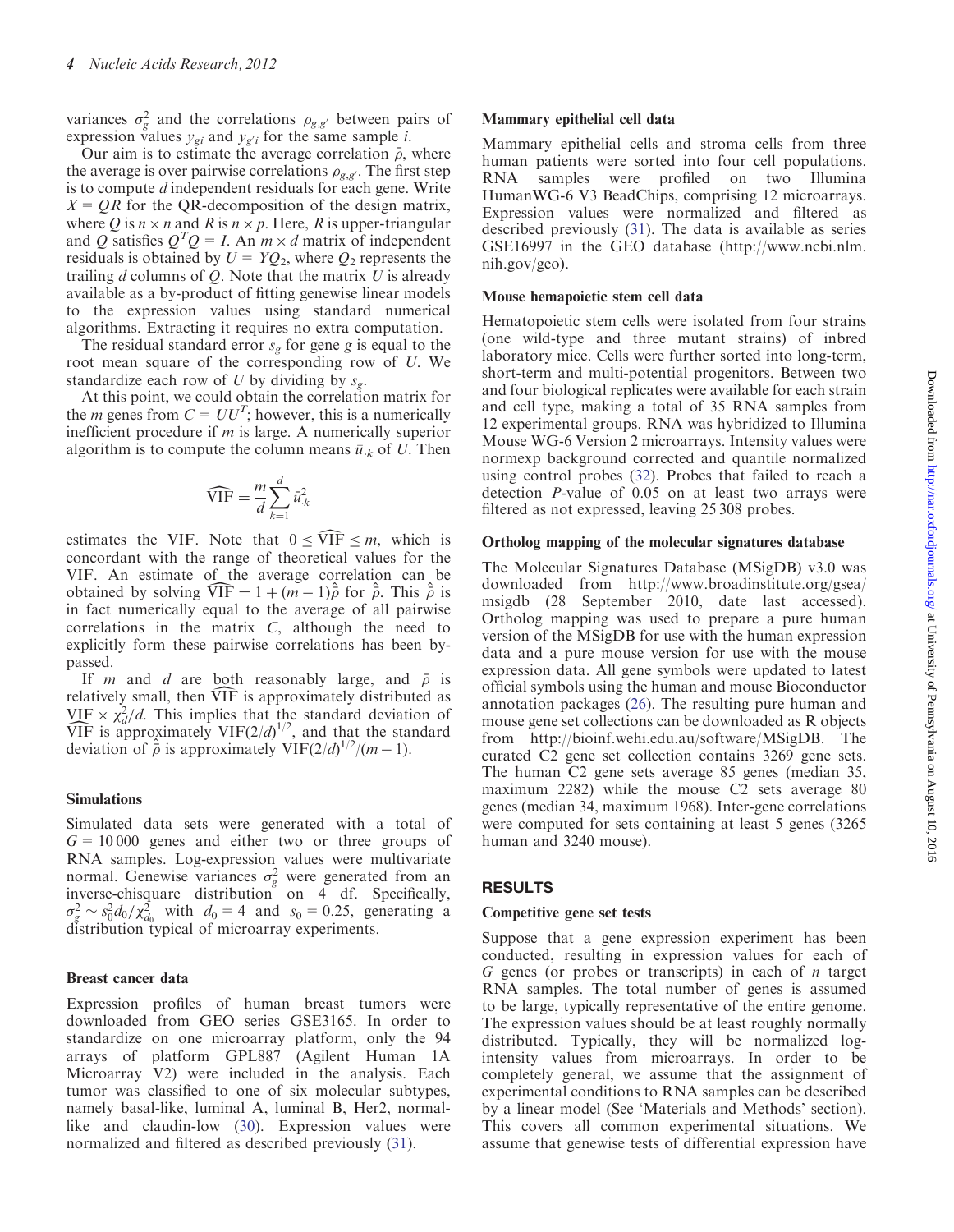variances $\sigma_g^2$ and the correlations $\rho_{g,g'}$ between pairs of expression values $y_{gi}$ and $y_{g'i}$ for the same sample $i$.

Our aim is to estimate the average correlation $\bar{\rho}$, where the average is over pairwise correlations $\rho_{g,g'}$. The first step is to compute $d$ independent residuals for each gene. Write $X = QR$ for the QR-decomposition of the design matrix, where $Q$ is $n \times n$ and $R$ is $n \times p$. Here, $R$ is upper-triangular and $Q$ satisfies $Q^T Q = I$. An $m \times d$ matrix of independent residuals is obtained by $U = YQ_2$, where $Q_2$ represents the trailing $d$ columns of $Q$. Note that the matrix $U$ is already available as a by-product of fitting genewise linear models to the expression values using standard numerical algorithms. Extracting it requires no extra computation.

The residual standard error $s_g$ for gene $g$ is equal to the root mean square of the corresponding row of $U$. We standardize each row of $U$ by dividing by $s_g$.

At this point, we could obtain the correlation matrix for the $m$ genes from $C = UU^T$; however, this is a numerically inefficient procedure if $m$ is large. A numerically superior algorithm is to compute the column means $\bar{u}_{\cdot k}$ of $U$. Then

$$\widehat{\mathrm{VIF}} = \frac{m}{d} \sum_{k=1}^{d} \bar{u}_{\cdot k}^2$$

estimates the VIF. Note that $0 \leq \widehat{\mathrm{VIF}} \leq m$, which is concordant with the range of theoretical values for the VIF. An estimate of the average correlation can be obtained by solving $\widehat{\mathrm{VIF}} = 1 + (m-1)\hat{\bar{\rho}}$ for $\hat{\bar{\rho}}$. This $\hat{\bar{\rho}}$ is in fact numerically equal to the average of all pairwise correlations in the matrix $C$, although the need to explicitly form these pairwise correlations has been bypassed.

If $m$ and $d$ are both reasonably large, and $\bar{\rho}$ is relatively small, then $\widehat{\mathrm{VIF}}$ is approximately distributed as $\mathrm{VIF} \times \chi_d^2/d$. This implies that the standard deviation of $\widehat{\mathrm{VIF}}$ is approximately $\mathrm{VIF}(2/d)^{1/2}$, and that the standard deviation of $\hat{\bar{\rho}}$ is approximately $\mathrm{VIF}(2/d)^{1/2}/(m-1)$.

### Simulations

Simulated data sets were generated with a total of $G = 10\,000$ genes and either two or three groups of RNA samples. Log-expression values were multivariate normal. Genewise variances $\sigma_g^2$ were generated from an inverse-chisquare distribution on 4 df. Specifically, $\sigma_g^2 \sim s_0^2 d_0 / \chi_{d_0}^2$ with $d_0 = 4$ and $s_0 = 0.25$, generating a distribution typical of microarray experiments.

### Breast cancer data

Expression profiles of human breast tumors were downloaded from GEO series GSE3165. In order to standardize on one microarray platform, only the 94 arrays of platform GPL887 (Agilent Human 1A Microarray V2) were included in the analysis. Each tumor was classified to one of six molecular subtypes, namely basal-like, luminal A, luminal B, Her2, normal-like and claudin-low (30). Expression values were normalized and filtered as described previously (31).

### Mammary epithelial cell data

Mammary epithelial cells and stroma cells from three human patients were sorted into four cell populations. RNA samples were profiled on two Illumina HumanWG-6 V3 BeadChips, comprising 12 microarrays. Expression values were normalized and filtered as described previously (31). The data is available as series GSE16997 in the GEO database (http://www.ncbi.nlm.nih.gov/geo).

### Mouse hemapoietic stem cell data

Hematopoietic stem cells were isolated from four strains (one wild-type and three mutant strains) of inbred laboratory mice. Cells were further sorted into long-term, short-term and multi-potential progenitors. Between two and four biological replicates were available for each strain and cell type, making a total of 35 RNA samples from 12 experimental groups. RNA was hybridized to Illumina Mouse WG-6 Version 2 microarrays. Intensity values were normexp background corrected and quantile normalized using control probes (32). Probes that failed to reach a detection $P$-value of 0.05 on at least two arrays were filtered as not expressed, leaving 25 308 probes.

### Ortholog mapping of the molecular signatures database

The Molecular Signatures Database (MSigDB) v3.0 was downloaded from http://www.broadinstitute.org/gsea/msigdb (28 September 2010, date last accessed). Ortholog mapping was used to prepare a pure human version of the MSigDB for use with the human expression data and a pure mouse version for use with the mouse expression data. All gene symbols were updated to latest official symbols using the human and mouse Bioconductor annotation packages (26). The resulting pure human and mouse gene set collections can be downloaded as R objects from http://bioinf.wehi.edu.au/software/MSigDB. The curated C2 gene set collection contains 3269 gene sets. The human C2 gene sets average 85 genes (median 35, maximum 2282) while the mouse C2 sets average 80 genes (median 34, maximum 1968). Inter-gene correlations were computed for sets containing at least 5 genes (3265 human and 3240 mouse).

## RESULTS

### Competitive gene set tests

Suppose that a gene expression experiment has been conducted, resulting in expression values for each of $G$ genes (or probes or transcripts) in each of $n$ target RNA samples. The total number of genes is assumed to be large, typically representative of the entire genome. The expression values should be at least roughly normally distributed. Typically, they will be normalized log-intensity values from microarrays. In order to be completely general, we assume that the assignment of experimental conditions to RNA samples can be described by a linear model (See 'Materials and Methods' section). This covers all common experimental situations. We assume that genewise tests of differential expression have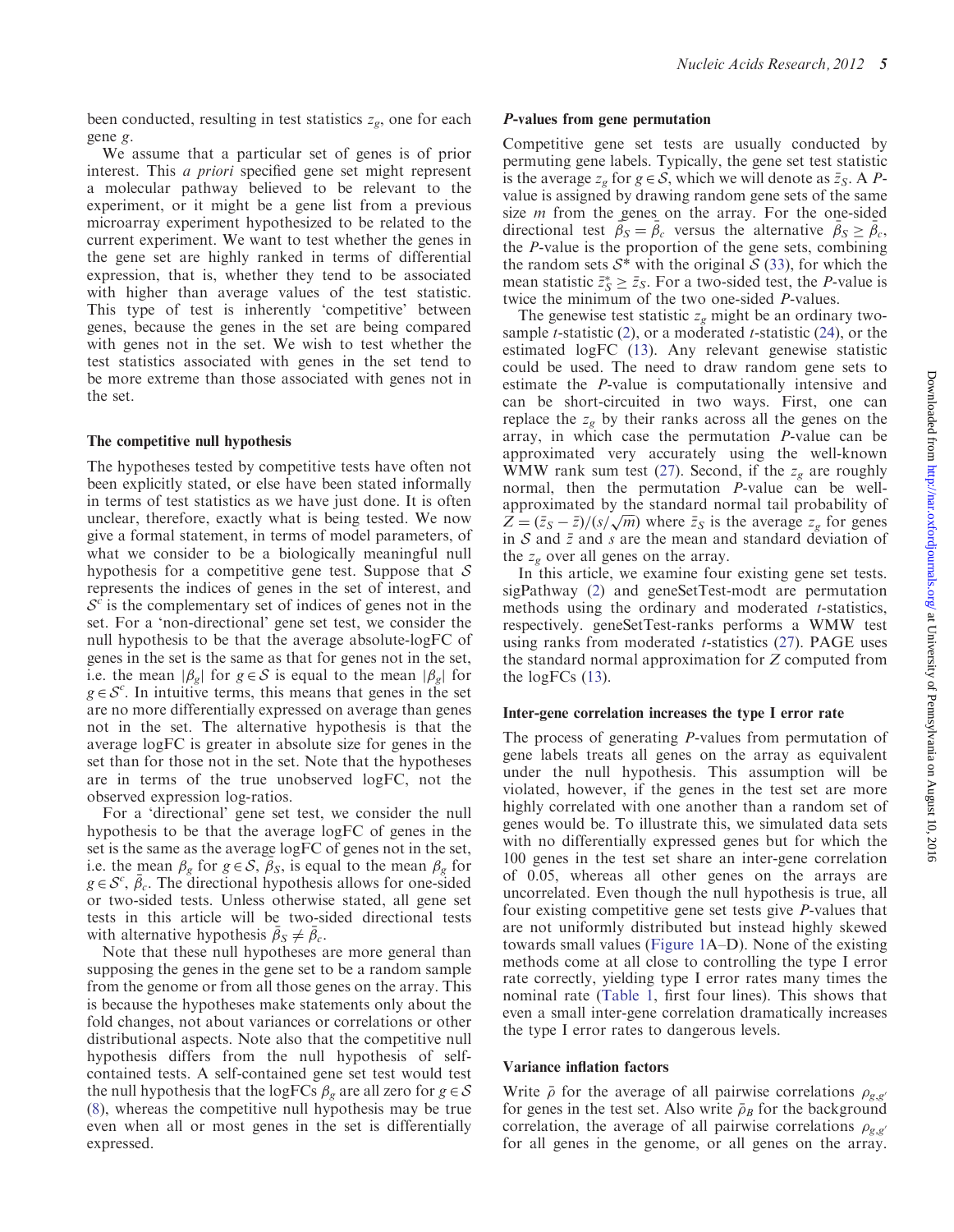been conducted, resulting in test statistics $z_g$, one for each gene $g$.

We assume that a particular set of genes is of prior interest. This *a priori* specified gene set might represent a molecular pathway believed to be relevant to the experiment, or it might be a gene list from a previous microarray experiment hypothesized to be related to the current experiment. We want to test whether the genes in the gene set are highly ranked in terms of differential expression, that is, whether they tend to be associated with higher than average values of the test statistic. This type of test is inherently 'competitive' between genes, because the genes in the set are being compared with genes not in the set. We wish to test whether the test statistics associated with genes in the set tend to be more extreme than those associated with genes not in the set.

### The competitive null hypothesis

The hypotheses tested by competitive tests have often not been explicitly stated, or else have been stated informally in terms of test statistics as we have just done. It is often unclear, therefore, exactly what is being tested. We now give a formal statement, in terms of model parameters, of what we consider to be a biologically meaningful null hypothesis for a competitive gene test. Suppose that $\mathcal{S}$ represents the indices of genes in the set of interest, and $\mathcal{S}^c$ is the complementary set of indices of genes not in the set. For a 'non-directional' gene set test, we consider the null hypothesis to be that the average absolute-logFC of genes in the set is the same as that for genes not in the set, i.e. the mean $|\beta_g|$ for $g \in \mathcal{S}$ is equal to the mean $|\beta_g|$ for $g \in \mathcal{S}^c$. In intuitive terms, this means that genes in the set are no more differentially expressed on average than genes not in the set. The alternative hypothesis is that the average logFC is greater in absolute size for genes in the set than for those not in the set. Note that the hypotheses are in terms of the true unobserved logFC, not the observed expression log-ratios.

For a 'directional' gene set test, we consider the null hypothesis to be that the average logFC of genes in the set is the same as the average logFC of genes not in the set, i.e. the mean $\beta_g$ for $g \in \mathcal{S}$, $\bar{\beta}_S$, is equal to the mean $\beta_g$ for $g \in \mathcal{S}^c$, $\bar{\beta}_c$. The directional hypothesis allows for one-sided or two-sided tests. Unless otherwise stated, all gene set tests in this article will be two-sided directional tests with alternative hypothesis $\bar{\beta}_S \neq \bar{\beta}_c$.

Note that these null hypotheses are more general than supposing the genes in the gene set to be a random sample from the genome or from all those genes on the array. This is because the hypotheses make statements only about the fold changes, not about variances or correlations or other distributional aspects. Note also that the competitive null hypothesis differs from the null hypothesis of self-contained tests. A self-contained gene set test would test the null hypothesis that the logFCs $\beta_g$ are all zero for $g \in \mathcal{S}$ (8), whereas the competitive null hypothesis may be true even when all or most genes in the set is differentially expressed.

### *P*-values from gene permutation

Competitive gene set tests are usually conducted by permuting gene labels. Typically, the gene set test statistic is the average $z_g$ for $g \in \mathcal{S}$, which we will denote as $\bar{z}_S$. A *P*-value is assigned by drawing random gene sets of the same size $m$ from the genes on the array. For the one-sided directional test $\bar{\beta}_S = \bar{\beta}_c$ versus the alternative $\bar{\beta}_S \geq \bar{\beta}_c$, the *P*-value is the proportion of the gene sets, combining the random sets $\mathcal{S}^*$ with the original $\mathcal{S}$ (33), for which the mean statistic $\bar{z}^*_S \geq \bar{z}_S$. For a two-sided test, the *P*-value is twice the minimum of the two one-sided *P*-values.

The genewise test statistic $z_g$ might be an ordinary two-sample *t*-statistic (2), or a moderated *t*-statistic (24), or the estimated logFC (13). Any relevant genewise statistic could be used. The need to draw random gene sets to estimate the *P*-value is computationally intensive and can be short-circuited in two ways. First, one can replace the $z_g$ by their ranks across all the genes on the array, in which case the permutation *P*-value can be approximated very accurately using the well-known WMW rank sum test (27). Second, if the $z_g$ are roughly normal, then the permutation *P*-value can be well-approximated by the standard normal tail probability of $Z = (\bar{z}_S - \bar{z})/(s/\sqrt{m})$ where $\bar{z}_S$ is the average $z_g$ for genes in $\mathcal{S}$ and $\bar{z}$ and $s$ are the mean and standard deviation of the $z_g$ over all genes on the array.

In this article, we examine four existing gene set tests. sigPathway (2) and geneSetTest-modt are permutation methods using the ordinary and moderated *t*-statistics, respectively. geneSetTest-ranks performs a WMW test using ranks from moderated *t*-statistics (27). PAGE uses the standard normal approximation for $Z$ computed from the logFCs (13).

### Inter-gene correlation increases the type I error rate

The process of generating *P*-values from permutation of gene labels treats all genes on the array as equivalent under the null hypothesis. This assumption will be violated, however, if the genes in the test set are more highly correlated with one another than a random set of genes would be. To illustrate this, we simulated data sets with no differentially expressed genes but for which the 100 genes in the test set share an inter-gene correlation of 0.05, whereas all other genes on the arrays are uncorrelated. Even though the null hypothesis is true, all four existing competitive gene set tests give *P*-values that are not uniformly distributed but instead highly skewed towards small values (Figure 1A–D). None of the existing methods come at all close to controlling the type I error rate correctly, yielding type I error rates many times the nominal rate (Table 1, first four lines). This shows that even a small inter-gene correlation dramatically increases the type I error rates to dangerous levels.

### Variance inflation factors

Write $\bar{\rho}$ for the average of all pairwise correlations $\rho_{g,g'}$ for genes in the test set. Also write $\bar{\rho}_B$ for the background correlation, the average of all pairwise correlations $\rho_{g,g'}$ for all genes in the genome, or all genes on the array.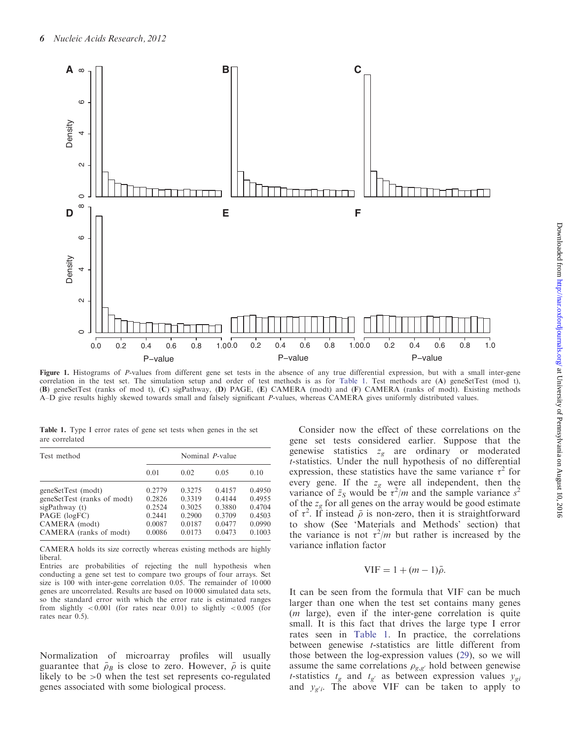**Figure 1.** Histograms of *P*-values from different gene set tests in the absence of any true differential expression, but with a small inter-gene correlation in the test set. The simulation setup and order of test methods is as for Table 1. Test methods are (**A**) geneSetTest (mod t), (**B**) geneSetTest (ranks of mod t), (**C**) sigPathway, (**D**) PAGE, (**E**) CAMERA (modt) and (**F**) CAMERA (ranks of modt). Existing methods A–D give results highly skewed towards small and falsely significant *P*-values, whereas CAMERA gives uniformly distributed values.

**Table 1.** Type I error rates of gene set tests when genes in the set are correlated

| Test method | Nominal *P*-value | | | |
|---|---|---|---|---|
| | 0.01 | 0.02 | 0.05 | 0.10 |
| geneSetTest (modt) | 0.2779 | 0.3275 | 0.4157 | 0.4950 |
| geneSetTest (ranks of modt) | 0.2826 | 0.3319 | 0.4144 | 0.4955 |
| sigPathway (t) | 0.2524 | 0.3025 | 0.3880 | 0.4704 |
| PAGE (logFC) | 0.2441 | 0.2900 | 0.3709 | 0.4503 |
| CAMERA (modt) | 0.0087 | 0.0187 | 0.0477 | 0.0990 |
| CAMERA (ranks of modt) | 0.0086 | 0.0173 | 0.0473 | 0.1003 |

CAMERA holds its size correctly whereas existing methods are highly liberal.

Entries are probabilities of rejecting the null hypothesis when conducting a gene set test to compare two groups of four arrays. Set size is 100 with inter-gene correlation 0.05. The remainder of 10 000 genes are uncorrelated. Results are based on 10 000 simulated data sets, so the standard error with which the error rate is estimated ranges from slightly $<0.001$ (for rates near 0.01) to slightly $<0.005$ (for rates near 0.5).

Normalization of microarray profiles will usually guarantee that $\bar{\rho}_B$ is close to zero. However, $\bar{\rho}$ is quite likely to be $>0$ when the test set represents co-regulated genes associated with some biological process.

Consider now the effect of these correlations on the gene set tests considered earlier. Suppose that the genewise statistics $z_g$ are ordinary or moderated *t*-statistics. Under the null hypothesis of no differential expression, these statistics have the same variance $\tau^2$ for every gene. If the $z_g$ were all independent, then the variance of $\bar{z}_S$ would be $\tau^2/m$ and the sample variance $s^2$ of the $z_g$ for all genes on the array would be good estimate of $\tau^2$. If instead $\bar{\rho}$ is non-zero, then it is straightforward to show (See 'Materials and Methods' section) that the variance is not $\tau^2/m$ but rather is increased by the variance inflation factor

$$\mathrm{VIF} = 1 + (m-1)\bar{\rho}.$$

It can be seen from the formula that VIF can be much larger than one when the test set contains many genes ($m$ large), even if the inter-gene correlation is quite small. It is this fact that drives the large type I error rates seen in Table 1. In practice, the correlations between genewise *t*-statistics are little different from those between the log-expression values (29), so we will assume the same correlations $\rho_{g,g'}$ hold between genewise *t*-statistics $t_g$ and $t_{g'}$ as between expression values $y_{gi}$ and $y_{g'i}$. The above VIF can be taken to apply to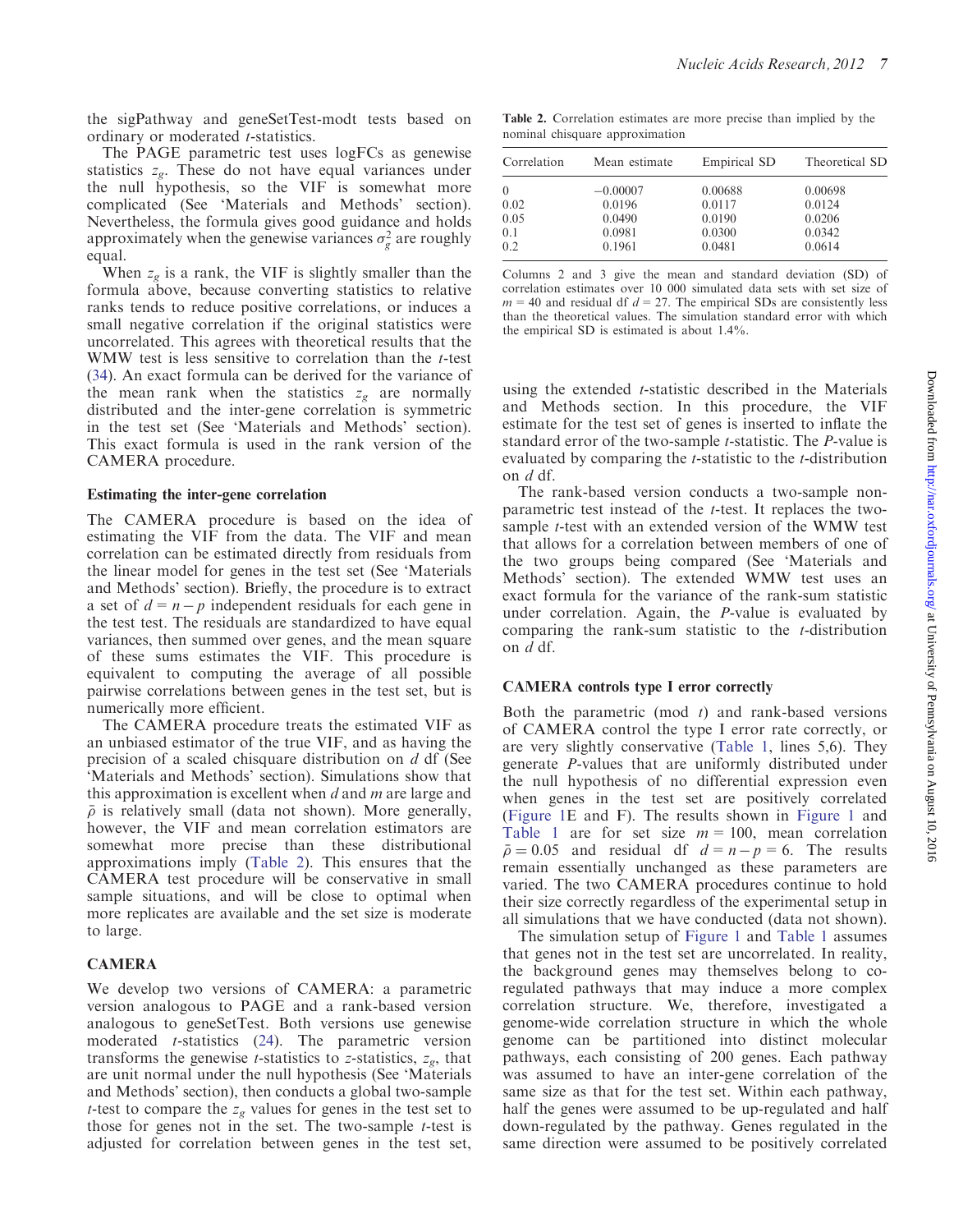the sigPathway and geneSetTest-modt tests based on ordinary or moderated *t*-statistics.

The PAGE parametric test uses logFCs as genewise statistics $z_g$. These do not have equal variances under the null hypothesis, so the VIF is somewhat more complicated (See 'Materials and Methods' section). Nevertheless, the formula gives good guidance and holds approximately when the genewise variances $\sigma_g^2$ are roughly equal.

When $z_g$ is a rank, the VIF is slightly smaller than the formula above, because converting statistics to relative ranks tends to reduce positive correlations, or induces a small negative correlation if the original statistics were uncorrelated. This agrees with theoretical results that the WMW test is less sensitive to correlation than the *t*-test (34). An exact formula can be derived for the variance of the mean rank when the statistics $z_g$ are normally distributed and the inter-gene correlation is symmetric in the test set (See 'Materials and Methods' section). This exact formula is used in the rank version of the CAMERA procedure.

### Estimating the inter-gene correlation

The CAMERA procedure is based on the idea of estimating the VIF from the data. The VIF and mean correlation can be estimated directly from residuals from the linear model for genes in the test set (See 'Materials and Methods' section). Briefly, the procedure is to extract a set of $d = n - p$ independent residuals for each gene in the test test. The residuals are standardized to have equal variances, then summed over genes, and the mean square of these sums estimates the VIF. This procedure is equivalent to computing the average of all possible pairwise correlations between genes in the test set, but is numerically more efficient.

The CAMERA procedure treats the estimated VIF as an unbiased estimator of the true VIF, and as having the precision of a scaled chisquare distribution on *d* df (See 'Materials and Methods' section). Simulations show that this approximation is excellent when *d* and *m* are large and $\bar{\rho}$ is relatively small (data not shown). More generally, however, the VIF and mean correlation estimators are somewhat more precise than these distributional approximations imply (Table 2). This ensures that the CAMERA test procedure will be conservative in small sample situations, and will be close to optimal when more replicates are available and the set size is moderate to large.

**Table 2.** Correlation estimates are more precise than implied by the nominal chisquare approximation

| Correlation | Mean estimate | Empirical SD | Theoretical SD |
|---|---|---|---|
| 0 | −0.00007 | 0.00688 | 0.00698 |
| 0.02 | 0.0196 | 0.0117 | 0.0124 |
| 0.05 | 0.0490 | 0.0190 | 0.0206 |
| 0.1 | 0.0981 | 0.0300 | 0.0342 |
| 0.2 | 0.1961 | 0.0481 | 0.0614 |

Columns 2 and 3 give the mean and standard deviation (SD) of correlation estimates over 10 000 simulated data sets with set size of $m = 40$ and residual df $d = 27$. The empirical SDs are consistently less than the theoretical values. The simulation standard error with which the empirical SD is estimated is about 1.4%.

### CAMERA

We develop two versions of CAMERA: a parametric version analogous to PAGE and a rank-based version analogous to geneSetTest. Both versions use genewise moderated *t*-statistics (24). The parametric version transforms the genewise *t*-statistics to *z*-statistics, $z_g$, that are unit normal under the null hypothesis (See 'Materials and Methods' section), then conducts a global two-sample *t*-test to compare the $z_g$ values for genes in the test set to those for genes not in the set. The two-sample *t*-test is adjusted for correlation between genes in the test set, using the extended *t*-statistic described in the Materials and Methods section. In this procedure, the VIF estimate for the test set of genes is inserted to inflate the standard error of the two-sample *t*-statistic. The *P*-value is evaluated by comparing the *t*-statistic to the *t*-distribution on *d* df.

The rank-based version conducts a two-sample nonparametric test instead of the *t*-test. It replaces the two-sample *t*-test with an extended version of the WMW test that allows for a correlation between members of one of the two groups being compared (See 'Materials and Methods' section). The extended WMW test uses an exact formula for the variance of the rank-sum statistic under correlation. Again, the *P*-value is evaluated by comparing the rank-sum statistic to the *t*-distribution on *d* df.

### CAMERA controls type I error correctly

Both the parametric (mod *t*) and rank-based versions of CAMERA control the type I error rate correctly, or are very slightly conservative (Table 1, lines 5,6). They generate *P*-values that are uniformly distributed under the null hypothesis of no differential expression even when genes in the test set are positively correlated (Figure 1E and F). The results shown in Figure 1 and Table 1 are for set size $m = 100$, mean correlation $\bar{\rho} = 0.05$ and residual df $d = n - p = 6$. The results remain essentially unchanged as these parameters are varied. The two CAMERA procedures continue to hold their size correctly regardless of the experimental setup in all simulations that we have conducted (data not shown).

The simulation setup of Figure 1 and Table 1 assumes that genes not in the test set are uncorrelated. In reality, the background genes may themselves belong to co-regulated pathways that may induce a more complex correlation structure. We, therefore, investigated a genome-wide correlation structure in which the whole genome can be partitioned into distinct molecular pathways, each consisting of 200 genes. Each pathway was assumed to have an inter-gene correlation of the same size as that for the test set. Within each pathway, half the genes were assumed to be up-regulated and half down-regulated by the pathway. Genes regulated in the same direction were assumed to be positively correlated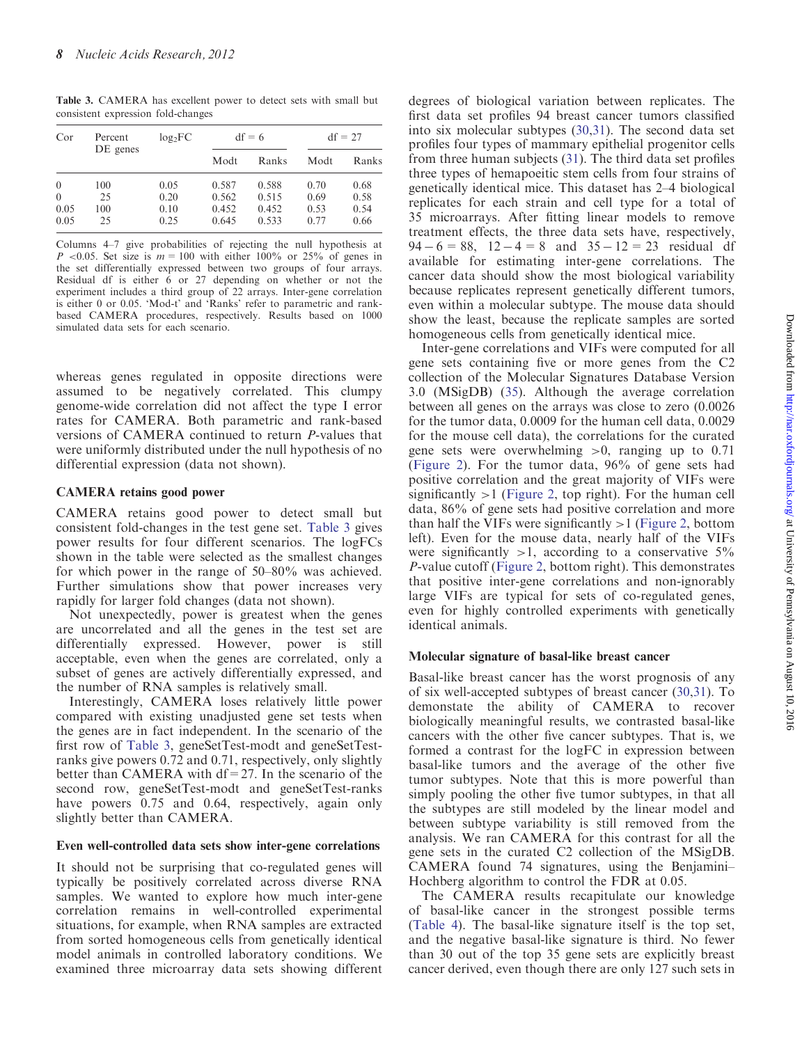**Table 3.** CAMERA has excellent power to detect sets with small but consistent expression fold-changes

| Cor | Percent DE genes | $\log_2$FC | df = 6 | | df = 27 | |
|---|---|---|---|---|---|---|
| | | | Modt | Ranks | Modt | Ranks |
| 0 | 100 | 0.05 | 0.587 | 0.588 | 0.70 | 0.68 |
| 0 | 25 | 0.20 | 0.562 | 0.515 | 0.69 | 0.58 |
| 0.05 | 100 | 0.10 | 0.452 | 0.452 | 0.53 | 0.54 |
| 0.05 | 25 | 0.25 | 0.645 | 0.533 | 0.77 | 0.66 |

Columns 4–7 give probabilities of rejecting the null hypothesis at $P < 0.05$. Set size is $m = 100$ with either 100% or 25% of genes in the set differentially expressed between two groups of four arrays. Residual df is either 6 or 27 depending on whether or not the experiment includes a third group of 22 arrays. Inter-gene correlation is either 0 or 0.05. 'Mod-t' and 'Ranks' refer to parametric and rank-based CAMERA procedures, respectively. Results based on 1000 simulated data sets for each scenario.

whereas genes regulated in opposite directions were assumed to be negatively correlated. This clumpy genome-wide correlation did not affect the type I error rates for CAMERA. Both parametric and rank-based versions of CAMERA continued to return $P$-values that were uniformly distributed under the null hypothesis of no differential expression (data not shown).

### CAMERA retains good power

CAMERA retains good power to detect small but consistent fold-changes in the test gene set. Table 3 gives power results for four different scenarios. The logFCs shown in the table were selected as the smallest changes for which power in the range of 50–80% was achieved. Further simulations show that power increases very rapidly for larger fold changes (data not shown).

Not unexpectedly, power is greatest when the genes are uncorrelated and all the genes in the test set are differentially expressed. However, power is still acceptable, even when the genes are correlated, only a subset of genes are actively differentially expressed, and the number of RNA samples is relatively small.

Interestingly, CAMERA loses relatively little power compared with existing unadjusted gene set tests when the genes are in fact independent. In the scenario of the first row of Table 3, geneSetTest-modt and geneSetTest-ranks give powers 0.72 and 0.71, respectively, only slightly better than CAMERA with df = 27. In the scenario of the second row, geneSetTest-modt and geneSetTest-ranks have powers 0.75 and 0.64, respectively, again only slightly better than CAMERA.

### Even well-controlled data sets show inter-gene correlations

It should not be surprising that co-regulated genes will typically be positively correlated across diverse RNA samples. We wanted to explore how much inter-gene correlation remains in well-controlled experimental situations, for example, when RNA samples are extracted from sorted homogeneous cells from genetically identical model animals in controlled laboratory conditions. We examined three microarray data sets showing different degrees of biological variation between replicates. The first data set profiles 94 breast cancer tumors classified into six molecular subtypes (30,31). The second data set profiles four types of mammary epithelial progenitor cells from three human subjects (31). The third data set profiles three types of hemapoeitic stem cells from four strains of genetically identical mice. This dataset has 2–4 biological replicates for each strain and cell type for a total of 35 microarrays. After fitting linear models to remove treatment effects, the three data sets have, respectively, $94 - 6 = 88$, $12 - 4 = 8$ and $35 - 12 = 23$ residual df available for estimating inter-gene correlations. The cancer data should show the most biological variability because replicates represent genetically different tumors, even within a molecular subtype. The mouse data should show the least, because the replicate samples are sorted homogeneous cells from genetically identical mice.

Inter-gene correlations and VIFs were computed for all gene sets containing five or more genes from the C2 collection of the Molecular Signatures Database Version 3.0 (MSigDB) (35). Although the average correlation between all genes on the arrays was close to zero (0.0026 for the tumor data, 0.0009 for the human cell data, 0.0029 for the mouse cell data), the correlations for the curated gene sets were overwhelming >0, ranging up to 0.71 (Figure 2). For the tumor data, 96% of gene sets had positive correlation and the great majority of VIFs were significantly >1 (Figure 2, top right). For the human cell data, 86% of gene sets had positive correlation and more than half the VIFs were significantly >1 (Figure 2, bottom left). Even for the mouse data, nearly half of the VIFs were significantly >1, according to a conservative 5% $P$-value cutoff (Figure 2, bottom right). This demonstrates that positive inter-gene correlations and non-ignorably large VIFs are typical for sets of co-regulated genes, even for highly controlled experiments with genetically identical animals.

### Molecular signature of basal-like breast cancer

Basal-like breast cancer has the worst prognosis of any of six well-accepted subtypes of breast cancer (30,31). To demonstate the ability of CAMERA to recover biologically meaningful results, we contrasted basal-like cancers with the other five cancer subtypes. That is, we formed a contrast for the logFC in expression between basal-like tumors and the average of the other five tumor subtypes. Note that this is more powerful than simply pooling the other five tumor subtypes, in that all the subtypes are still modeled by the linear model and between subtype variability is still removed from the analysis. We ran CAMERA for this contrast for all the gene sets in the curated C2 collection of the MSigDB. CAMERA found 74 signatures, using the Benjamini–Hochberg algorithm to control the FDR at 0.05.

The CAMERA results recapitulate our knowledge of basal-like cancer in the strongest possible terms (Table 4). The basal-like signature itself is the top set, and the negative basal-like signature is third. No fewer than 30 out of the top 35 gene sets are explicitly breast cancer derived, even though there are only 127 such sets in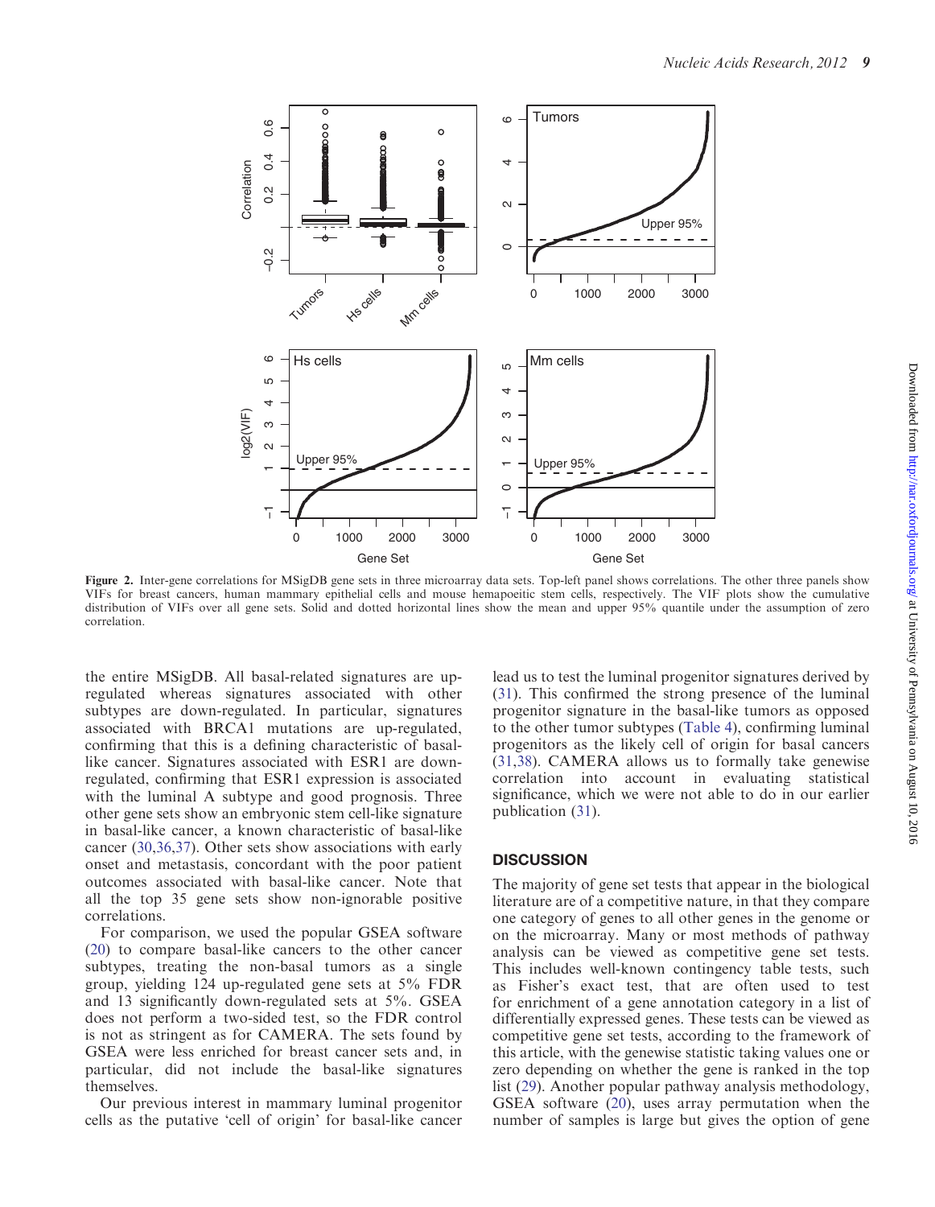**Figure 2.** Inter-gene correlations for MSigDB gene sets in three microarray data sets. Top-left panel shows correlations. The other three panels show VIFs for breast cancers, human mammary epithelial cells and mouse hemapoeitic stem cells, respectively. The VIF plots show the cumulative distribution of VIFs over all gene sets. Solid and dotted horizontal lines show the mean and upper 95% quantile under the assumption of zero correlation.

the entire MSigDB. All basal-related signatures are up-regulated whereas signatures associated with other subtypes are down-regulated. In particular, signatures associated with BRCA1 mutations are up-regulated, confirming that this is a defining characteristic of basal-like cancer. Signatures associated with ESR1 are down-regulated, confirming that ESR1 expression is associated with the luminal A subtype and good prognosis. Three other gene sets show an embryonic stem cell-like signature in basal-like cancer, a known characteristic of basal-like cancer (30,36,37). Other sets show associations with early onset and metastasis, concordant with the poor patient outcomes associated with basal-like cancer. Note that all the top 35 gene sets show non-ignorable positive correlations.

For comparison, we used the popular GSEA software (20) to compare basal-like cancers to the other cancer subtypes, treating the non-basal tumors as a single group, yielding 124 up-regulated gene sets at 5% FDR and 13 significantly down-regulated sets at 5%. GSEA does not perform a two-sided test, so the FDR control is not as stringent as for CAMERA. The sets found by GSEA were less enriched for breast cancer sets and, in particular, did not include the basal-like signatures themselves.

Our previous interest in mammary luminal progenitor cells as the putative 'cell of origin' for basal-like cancer lead us to test the luminal progenitor signatures derived by (31). This confirmed the strong presence of the luminal progenitor signature in the basal-like tumors as opposed to the other tumor subtypes (Table 4), confirming luminal progenitors as the likely cell of origin for basal cancers (31,38). CAMERA allows us to formally take genewise correlation into account in evaluating statistical significance, which we were not able to do in our earlier publication (31).

## DISCUSSION

The majority of gene set tests that appear in the biological literature are of a competitive nature, in that they compare one category of genes to all other genes in the genome or on the microarray. Many or most methods of pathway analysis can be viewed as competitive gene set tests. This includes well-known contingency table tests, such as Fisher's exact test, that are often used to test for enrichment of a gene annotation category in a list of differentially expressed genes. These tests can be viewed as competitive gene set tests, according to the framework of this article, with the genewise statistic taking values one or zero depending on whether the gene is ranked in the top list (29). Another popular pathway analysis methodology, GSEA software (20), uses array permutation when the number of samples is large but gives the option of gene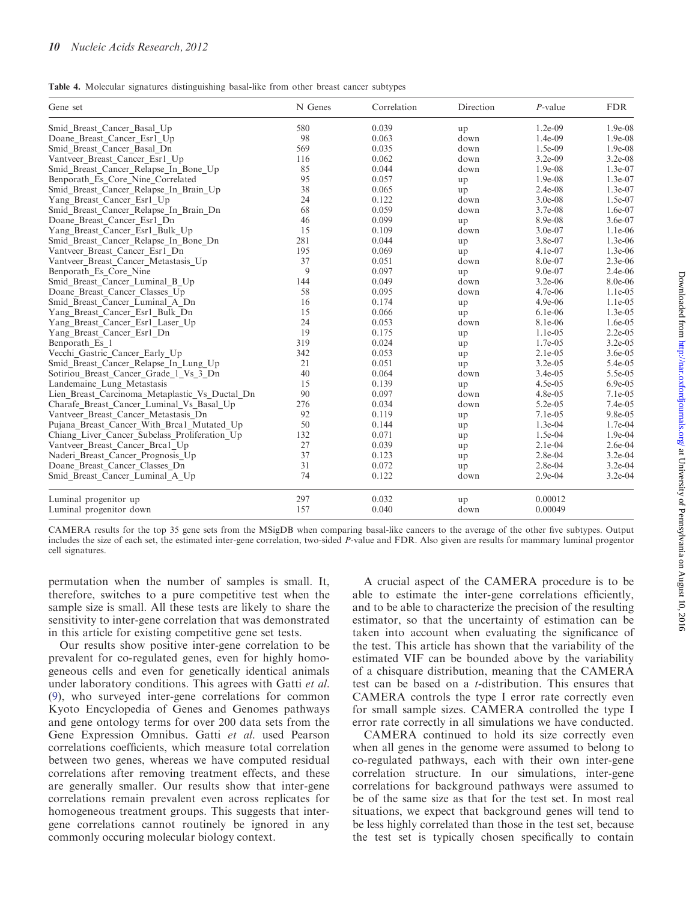**Table 4.** Molecular signatures distinguishing basal-like from other breast cancer subtypes

| Gene set | N Genes | Correlation | Direction | *P*-value | FDR |
|---|---|---|---|---|---|
| Smid_Breast_Cancer_Basal_Up | 580 | 0.039 | up | 1.2e-09 | 1.9e-08 |
| Doane_Breast_Cancer_Esr1_Up | 98 | 0.063 | down | 1.4e-09 | 1.9e-08 |
| Smid_Breast_Cancer_Basal_Dn | 569 | 0.035 | down | 1.5e-09 | 1.9e-08 |
| Vantveer_Breast_Cancer_Esr1_Up | 116 | 0.062 | down | 3.2e-09 | 3.2e-08 |
| Smid_Breast_Cancer_Relapse_In_Bone_Up | 85 | 0.044 | down | 1.9e-08 | 1.3e-07 |
| Benporath_Es_Core_Nine_Correlated | 95 | 0.057 | up | 1.9e-08 | 1.3e-07 |
| Smid_Breast_Cancer_Relapse_In_Brain_Up | 38 | 0.065 | up | 2.4e-08 | 1.3e-07 |
| Yang_Breast_Cancer_Esr1_Up | 24 | 0.122 | down | 3.0e-08 | 1.5e-07 |
| Smid_Breast_Cancer_Relapse_In_Brain_Dn | 68 | 0.059 | down | 3.7e-08 | 1.6e-07 |
| Doane_Breast_Cancer_Esr1_Dn | 46 | 0.099 | up | 8.9e-08 | 3.6e-07 |
| Yang_Breast_Cancer_Esr1_Bulk_Up | 15 | 0.109 | down | 3.0e-07 | 1.1e-06 |
| Smid_Breast_Cancer_Relapse_In_Bone_Dn | 281 | 0.044 | up | 3.8e-07 | 1.3e-06 |
| Vantveer_Breast_Cancer_Esr1_Dn | 195 | 0.069 | up | 4.1e-07 | 1.3e-06 |
| Vantveer_Breast_Cancer_Metastasis_Up | 37 | 0.051 | down | 8.0e-07 | 2.3e-06 |
| Benporath_Es_Core_Nine | 9 | 0.097 | up | 9.0e-07 | 2.4e-06 |
| Smid_Breast_Cancer_Luminal_B_Up | 144 | 0.049 | down | 3.2e-06 | 8.0e-06 |
| Doane_Breast_Cancer_Classes_Up | 58 | 0.095 | down | 4.7e-06 | 1.1e-05 |
| Smid_Breast_Cancer_Luminal_A_Dn | 16 | 0.174 | up | 4.9e-06 | 1.1e-05 |
| Yang_Breast_Cancer_Esr1_Bulk_Dn | 15 | 0.066 | up | 6.1e-06 | 1.3e-05 |
| Yang_Breast_Cancer_Esr1_Laser_Up | 24 | 0.053 | down | 8.1e-06 | 1.6e-05 |
| Yang_Breast_Cancer_Esr1_Dn | 19 | 0.175 | up | 1.1e-05 | 2.2e-05 |
| Benporath_Es_1 | 319 | 0.024 | up | 1.7e-05 | 3.2e-05 |
| Vecchi_Gastric_Cancer_Early_Up | 342 | 0.053 | up | 2.1e-05 | 3.6e-05 |
| Smid_Breast_Cancer_Relapse_In_Lung_Up | 21 | 0.051 | up | 3.2e-05 | 5.4e-05 |
| Sotiriou_Breast_Cancer_Grade_1_Vs_3_Dn | 40 | 0.064 | down | 3.4e-05 | 5.5e-05 |
| Landemaine_Lung_Metastasis | 15 | 0.139 | up | 4.5e-05 | 6.9e-05 |
| Lien_Breast_Carcinoma_Metaplastic_Vs_Ductal_Dn | 90 | 0.097 | down | 4.8e-05 | 7.1e-05 |
| Charafe_Breast_Cancer_Luminal_Vs_Basal_Up | 276 | 0.034 | down | 5.2e-05 | 7.4e-05 |
| Vantveer_Breast_Cancer_Metastasis_Dn | 92 | 0.119 | up | 7.1e-05 | 9.8e-05 |
| Pujana_Breast_Cancer_With_Brca1_Mutated_Up | 50 | 0.144 | up | 1.3e-04 | 1.7e-04 |
| Chiang_Liver_Cancer_Subclass_Proliferation_Up | 132 | 0.071 | up | 1.5e-04 | 1.9e-04 |
| Vantveer_Breast_Cancer_Brca1_Up | 27 | 0.039 | up | 2.1e-04 | 2.6e-04 |
| Naderi_Breast_Cancer_Prognosis_Up | 37 | 0.123 | up | 2.8e-04 | 3.2e-04 |
| Doane_Breast_Cancer_Classes_Dn | 31 | 0.072 | up | 2.8e-04 | 3.2e-04 |
| Smid_Breast_Cancer_Luminal_A_Up | 74 | 0.122 | down | 2.9e-04 | 3.2e-04 |
| Luminal progenitor up | 297 | 0.032 | up | 0.00012 | |
| Luminal progenitor down | 157 | 0.040 | down | 0.00049 | |

CAMERA results for the top 35 gene sets from the MSigDB when comparing basal-like cancers to the average of the other five subtypes. Output includes the size of each set, the estimated inter-gene correlation, two-sided *P*-value and FDR. Also given are results for mammary luminal progentor cell signatures.

permutation when the number of samples is small. It, therefore, switches to a pure competitive test when the sample size is small. All these tests are likely to share the sensitivity to inter-gene correlation that was demonstrated in this article for existing competitive gene set tests.

Our results show positive inter-gene correlation to be prevalent for co-regulated genes, even for highly homogeneous cells and even for genetically identical animals under laboratory conditions. This agrees with Gatti *et al.* (9), who surveyed inter-gene correlations for common Kyoto Encyclopedia of Genes and Genomes pathways and gene ontology terms for over 200 data sets from the Gene Expression Omnibus. Gatti *et al.* used Pearson correlations coefficients, which measure total correlation between two genes, whereas we have computed residual correlations after removing treatment effects, and these are generally smaller. Our results show that inter-gene correlations remain prevalent even across replicates for homogeneous treatment groups. This suggests that inter-gene correlations cannot routinely be ignored in any commonly occuring molecular biology context.

A crucial aspect of the CAMERA procedure is to be able to estimate the inter-gene correlations efficiently, and to be able to characterize the precision of the resulting estimator, so that the uncertainty of estimation can be taken into account when evaluating the significance of the test. This article has shown that the variability of the estimated VIF can be bounded above by the variability of a chisquare distribution, meaning that the CAMERA test can be based on a *t*-distribution. This ensures that CAMERA controls the type I error rate correctly even for small sample sizes. CAMERA controlled the type I error rate correctly in all simulations we have conducted.

CAMERA continued to hold its size correctly even when all genes in the genome were assumed to belong to co-regulated pathways, each with their own inter-gene correlation structure. In our simulations, inter-gene correlations for background pathways were assumed to be of the same size as that for the test set. In most real situations, we expect that background genes will tend to be less highly correlated than those in the test set, because the test set is typically chosen specifically to contain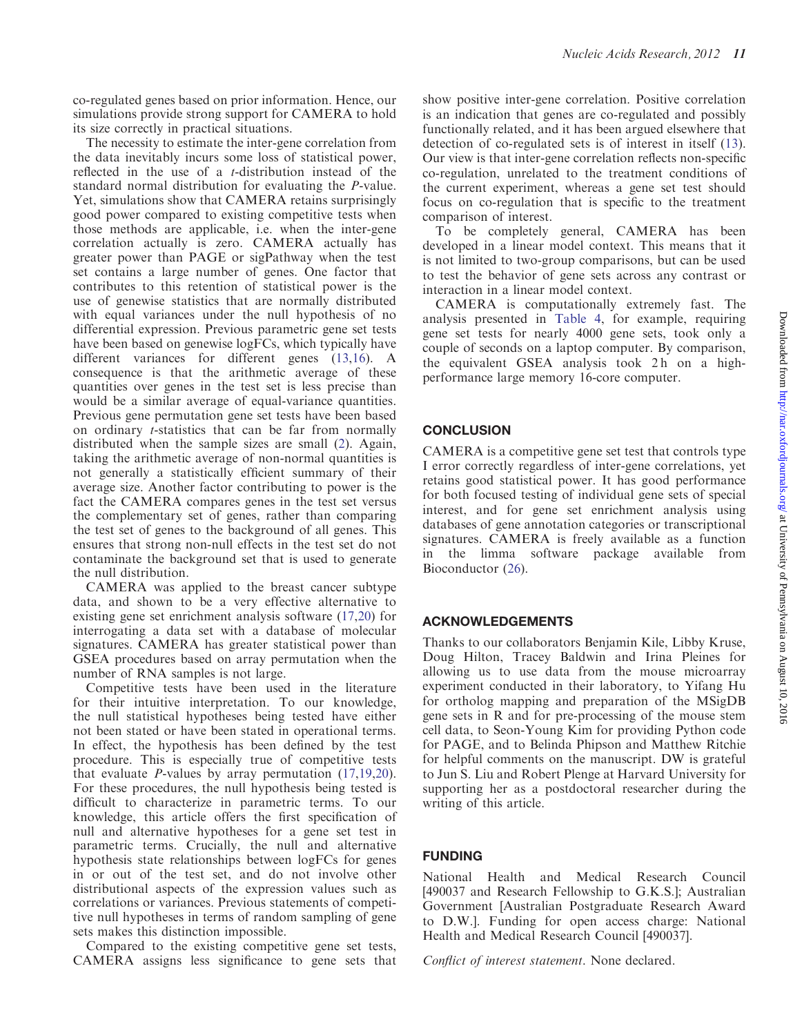co-regulated genes based on prior information. Hence, our simulations provide strong support for CAMERA to hold its size correctly in practical situations.

The necessity to estimate the inter-gene correlation from the data inevitably incurs some loss of statistical power, reflected in the use of a *t*-distribution instead of the standard normal distribution for evaluating the *P*-value. Yet, simulations show that CAMERA retains surprisingly good power compared to existing competitive tests when those methods are applicable, i.e. when the inter-gene correlation actually is zero. CAMERA actually has greater power than PAGE or sigPathway when the test set contains a large number of genes. One factor that contributes to this retention of statistical power is the use of genewise statistics that are normally distributed with equal variances under the null hypothesis of no differential expression. Previous parametric gene set tests have been based on genewise logFCs, which typically have different variances for different genes (13,16). A consequence is that the arithmetic average of these quantities over genes in the test set is less precise than would be a similar average of equal-variance quantities. Previous gene permutation gene set tests have been based on ordinary *t*-statistics that can be far from normally distributed when the sample sizes are small (2). Again, taking the arithmetic average of non-normal quantities is not generally a statistically efficient summary of their average size. Another factor contributing to power is the fact the CAMERA compares genes in the test set versus the complementary set of genes, rather than comparing the test set of genes to the background of all genes. This ensures that strong non-null effects in the test set do not contaminate the background set that is used to generate the null distribution.

CAMERA was applied to the breast cancer subtype data, and shown to be a very effective alternative to existing gene set enrichment analysis software (17,20) for interrogating a data set with a database of molecular signatures. CAMERA has greater statistical power than GSEA procedures based on array permutation when the number of RNA samples is not large.

Competitive tests have been used in the literature for their intuitive interpretation. To our knowledge, the null statistical hypotheses being tested have either not been stated or have been stated in operational terms. In effect, the hypothesis has been defined by the test procedure. This is especially true of competitive tests that evaluate *P*-values by array permutation (17,19,20). For these procedures, the null hypothesis being tested is difficult to characterize in parametric terms. To our knowledge, this article offers the first specification of null and alternative hypotheses for a gene set test in parametric terms. Crucially, the null and alternative hypothesis state relationships between logFCs for genes in or out of the test set, and do not involve other distributional aspects of the expression values such as correlations or variances. Previous statements of competitive null hypotheses in terms of random sampling of gene sets makes this distinction impossible.

Compared to the existing competitive gene set tests, CAMERA assigns less significance to gene sets that show positive inter-gene correlation. Positive correlation is an indication that genes are co-regulated and possibly functionally related, and it has been argued elsewhere that detection of co-regulated sets is of interest in itself (13). Our view is that inter-gene correlation reflects non-specific co-regulation, unrelated to the treatment conditions of the current experiment, whereas a gene set test should focus on co-regulation that is specific to the treatment comparison of interest.

To be completely general, CAMERA has been developed in a linear model context. This means that it is not limited to two-group comparisons, but can be used to test the behavior of gene sets across any contrast or interaction in a linear model context.

CAMERA is computationally extremely fast. The analysis presented in Table 4, for example, requiring gene set tests for nearly 4000 gene sets, took only a couple of seconds on a laptop computer. By comparison, the equivalent GSEA analysis took 2 h on a high-performance large memory 16-core computer.

## CONCLUSION

CAMERA is a competitive gene set test that controls type I error correctly regardless of inter-gene correlations, yet retains good statistical power. It has good performance for both focused testing of individual gene sets of special interest, and for gene set enrichment analysis using databases of gene annotation categories or transcriptional signatures. CAMERA is freely available as a function in the limma software package available from Bioconductor (26).

## ACKNOWLEDGEMENTS

Thanks to our collaborators Benjamin Kile, Libby Kruse, Doug Hilton, Tracey Baldwin and Irina Pleines for allowing us to use data from the mouse microarray experiment conducted in their laboratory, to Yifang Hu for ortholog mapping and preparation of the MSigDB gene sets in R and for pre-processing of the mouse stem cell data, to Seon-Young Kim for providing Python code for PAGE, and to Belinda Phipson and Matthew Ritchie for helpful comments on the manuscript. DW is grateful to Jun S. Liu and Robert Plenge at Harvard University for supporting her as a postdoctoral researcher during the writing of this article.

## FUNDING

National Health and Medical Research Council [490037 and Research Fellowship to G.K.S.]; Australian Government [Australian Postgraduate Research Award to D.W.]. Funding for open access charge: National Health and Medical Research Council [490037].

*Conflict of interest statement*. None declared.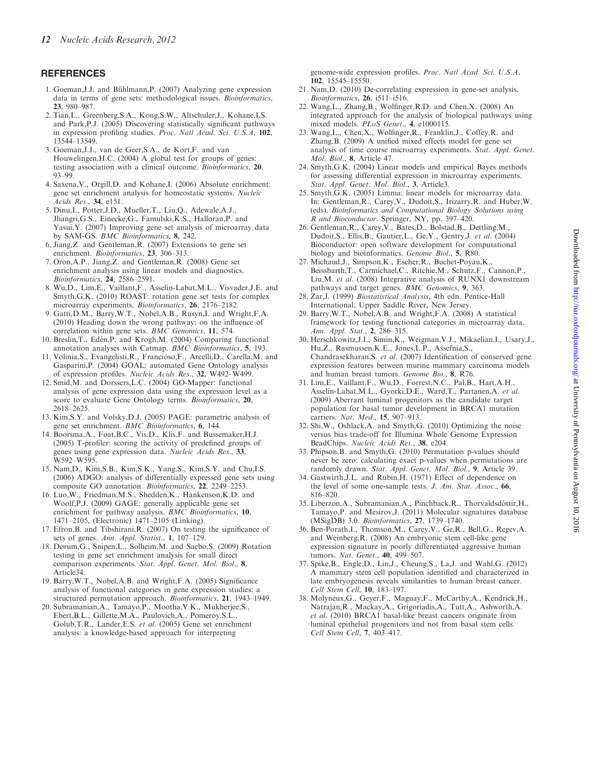## REFERENCES

1. Goeman,J.J. and Bühlmann,P. (2007) Analyzing gene expression data in terms of gene sets: methodological issues. *Bioinformatics*, **23**, 980–987.
2. Tian,L., Greenberg,S.A., Kong,S.W., Altschuler,J., Kohane,I.S. and Park,P.J. (2005) Discovering statistically significant pathways in expression profiling studies. *Proc. Natl Acad. Sci. U.S.A*, **102**, 13544–13549.
3. Goeman,J.J., van de Geer,S.A., de Kort,F. and van Houwelingen,H.C. (2004) A global test for groups of genes: testing association with a clinical outcome. *Bioinformatics*, **20**, 93–99.
4. Saxena,V., Orgill,D. and Kohane,I. (2006) Absolute enrichment: gene set enrichment analysis for homeostatic systems. *Nucleic Acids Res*., **34**, e151.
5. Dinu,I., Potter,J.D., Mueller,T., Liu,Q., Adewale,A.J., Jhangri,G.S., Einecke,G., Famulski,K.S., Halloran,P. and Yasui,Y. (2007) Improving gene set analysis of microarray data by SAM-GS. *BMC Bioinformatics*, **8**, 242.
6. Jiang,Z. and Gentleman,R. (2007) Extensions to gene set enrichment. *Bioinformatics*, **23**, 306–313.
7. Oron,A.P., Jiang,Z. and Gentleman,R. (2008) Gene set enrichment analysis using linear models and diagnostics. *Bioinformatics*, **24**, 2586–2591.
8. Wu,D., Lim,E., Vaillant,F., Asselin-Labat,M.L., Visvader,J.E. and Smyth,G.K. (2010) ROAST: rotation gene set tests for complex microarray experiments. *Bioinformatics*, **26**, 2176–2182.
9. Gatti,D.M., Barry,W.T., Nobel,A.B., Rusyn,I. and Wright,F.A. (2010) Heading down the wrong pathway: on the influence of correlation within gene sets. *BMC Genomics*, **11**, 574.
10. Breslin,T., Edén,P. and Krogh,M. (2004) Comparing functional annotation analyses with Catmap. *BMC Bioinformatics*, **5**, 193.
11. Volinia,S., Evangelisti,R., Francioso,F., Arcelli,D., Carella,M. and Gasparini,P. (2004) GOAL: automated Gene Ontology analysis of expression profiles. *Nucleic Acids Res*., **32**, W492–W499.
12. Smid,M. and Dorssers,L.C. (2004) GO-Mapper: functional analysis of gene expression data using the expression level as a score to evaluate Gene Ontology terms. *Bioinformatics*, **20**, 2618–2625.
13. Kim,S.Y. and Volsky,D.J. (2005) PAGE: parametric analysis of gene set enrichment. *BMC Bioinformatics*, **6**, 144.
14. Boorsma,A., Foat,B.C., Vis,D., Klis,F. and Bussemaker,H.J. (2005) T-profiler: scoring the activity of predefined groups of genes using gene expression data. *Nucleic Acids Res*., **33**, W592–W595.
15. Nam,D., Kim,S.B., Kim,S.K., Yang,S., Kim,S.Y. and Chu,I.S. (2006) ADGO: analysis of differentially expressed gene sets using composite GO annotation. *Bioinformatics*, **22**, 2249–2253.
16. Luo,W., Friedman,M.S., Shedden,K., Hankenson,K.D. and Woolf,P.J. (2009) GAGE: generally applicable gene set enrichment for pathway analysis. *BMC Bioinformatics*, **10**, 1471–2105, (Electronic) 1471–2105 (Linking).
17. Efron,B. and Tibshirani,R. (2007) On testing the significance of sets of genes. *Ann. Appl. Statist*., **1**, 107–129.
18. Dørum,G., Snipen,L., Solheim,M. and Saebo,S. (2009) Rotation testing in gene set enrichment analysis for small direct comparison experiments. *Stat. Appl. Genet. Mol. Biol*., **8**, Article34.
19. Barry,W.T., Nobel,A.B. and Wright,F.A. (2005) Significance analysis of functional categories in gene expression studies: a structured permutation approach. *Bioinformatics*, **21**, 1943–1949.
20. Subramanian,A., Tamayo,P., Mootha,V.K., Mukherjee,S., Ebert,B.L., Gillette,M.A., Paulovich,A., Pomeroy,S.L., Golub,T.R., Lander,E.S. *et al*. (2005) Gene set enrichment analysis: a knowledge-based approach for interpreting genome-wide expression profiles. *Proc. Natl Acad. Sci. U.S.A*, **102**, 15545–15550.
21. Nam,D. (2010) De-correlating expression in gene-set analysis. *Bioinformatics*, **26**, i511–i516.
22. Wang,L., Zhang,B., Wolfinger,R.D. and Chen,X. (2008) An integrated approach for the analysis of biological pathways using mixed models. *PLoS Genet*., **4**, e1000115.
23. Wang,L., Chen,X., Wolfinger,R., Franklin,J., Coffey,R. and Zhang,B. (2009) A unified mixed effects model for gene set analysis of time course microarray experiments. *Stat. Appl. Genet. Mol. Biol*., **8**, Article 47.
24. Smyth,G.K. (2004) Linear models and empirical Bayes methods for assessing differential expression in microarray experiments. *Stat. Appl. Genet. Mol. Biol*., **3**, Article3.
25. Smyth,G.K. (2005) Limma: linear models for microarray data. In: Gentleman,R., Carey,V., Dudoit,S., Irizarry,R. and Huber,W. (eds), *Bioinformatics and Computational Biology Solutions using R and Bioconductor*. Springer, NY, pp. 397–420.
26. Gentleman,R., Carey,V., Bates,D., Bolstad,B., Dettling,M., Dudoit,S., Ellis,B., Gautier,L., Ge,Y., Gentry,J. *et al*. (2004) Bioconductor: open software development for computational biology and bioinformatics. *Genome Biol*., **5**, R80.
27. Michaud,J., Simpson,K., Escher,R., Buchet-Poyau,K., Beissbarth,T., Carmichael,C., Ritchie,M., Schutz,F., Cannon,P., Liu,M. *et al*. (2008) Integrative analysis of RUNX1 downstream pathways and target genes. *BMC Genomics*, **9**, 363.
28. Zar,J. (1999) *Biostatistical Analysis*, 4th edn. Pentice-Hall International, Upper Saddle River, New Jersey.
29. Barry,W.T., Nobel,A.B. and Wright,F.A. (2008) A statistical framework for testing functional categories in microarray data. *Ann. Appl. Stat*., **2**, 286–315.
30. Herschkowitz,J.I., Simin,K., Weigman,V.J., Mikaelian,I., Usary,J., Hu,Z., Rasmussen,K.E., Jones,L.P., Assefnia,S., Chandrasekharan,S. *et al*. (2007) Identification of conserved gene expression features between murine mammary carcinoma models and human breast tumors. *Genome Bio*., **8**, R76.
31. Lim,E., Vaillant,F., Wu,D., Forrest,N.C., Pal,B., Hart,A.H., Asselin-Labat,M.L., Gyorki,D.E., Ward,T., Partanen,A. *et al*. (2009) Aberrant luminal progenitors as the candidate target population for basal tumor development in BRCA1 mutation carriers. *Nat. Med*., **15**, 907–913.
32. Shi,W., Oshlack,A. and Smyth,G. (2010) Optimizing the noise versus bias trade-off for Illumina Whole Genome Expression BeadChips. *Nucleic Acids Res*., **38**, e204.
33. Phipson,B. and Smyth,G. (2010) Permutation p-values should never be zero: calculating exact p-values when permutations are randomly drawn. *Stat. Appl. Genet. Mol. Biol*., **9**, Article 39.
34. Gastwirth,J.L. and Rubin,H. (1971) Effect of dependence on the level of some one-sample tests. *J. Am. Stat. Assoc*., **66**, 816–820.
35. Liberzon,A., Subramanian,A., Pinchback,R., Thorvaldsdóttir,H., Tamayo,P. and Mesirov,J. (2011) Molecular signatures database (MSigDB) 3.0. *Bioinformatics*, **27**, 1739–1740.
36. Ben-Porath,I., Thomson,M., Carey,V., Ge,R., Bell,G., Regev,A. and Weinberg,R. (2008) An embryonic stem cell-like gene expression signature in poorly differentiated aggressive human tumors. *Nat. Genet*., **40**, 499–507.
37. Spike,B., Engle,D., Lin,J., Cheung,S., La,J. and Wahl,G. (2012) A mammary stem cell population identified and characterized in late embryogenesis reveals similarities to human breast cancer. *Cell Stem Cell*, **10**, 183–197.
38. Molyneux,G., Geyer,F., Magnay,F., McCarthy,A., Kendrick,H., Natrajan,R., Mackay,A., Grigoriadis,A., Tutt,A., Ashworth,A. *et al*. (2010) BRCA1 basal-like breast cancers originate from luminal epithelial progenitors and not from basal stem cells. *Cell Stem Cell*, **7**, 403–417.